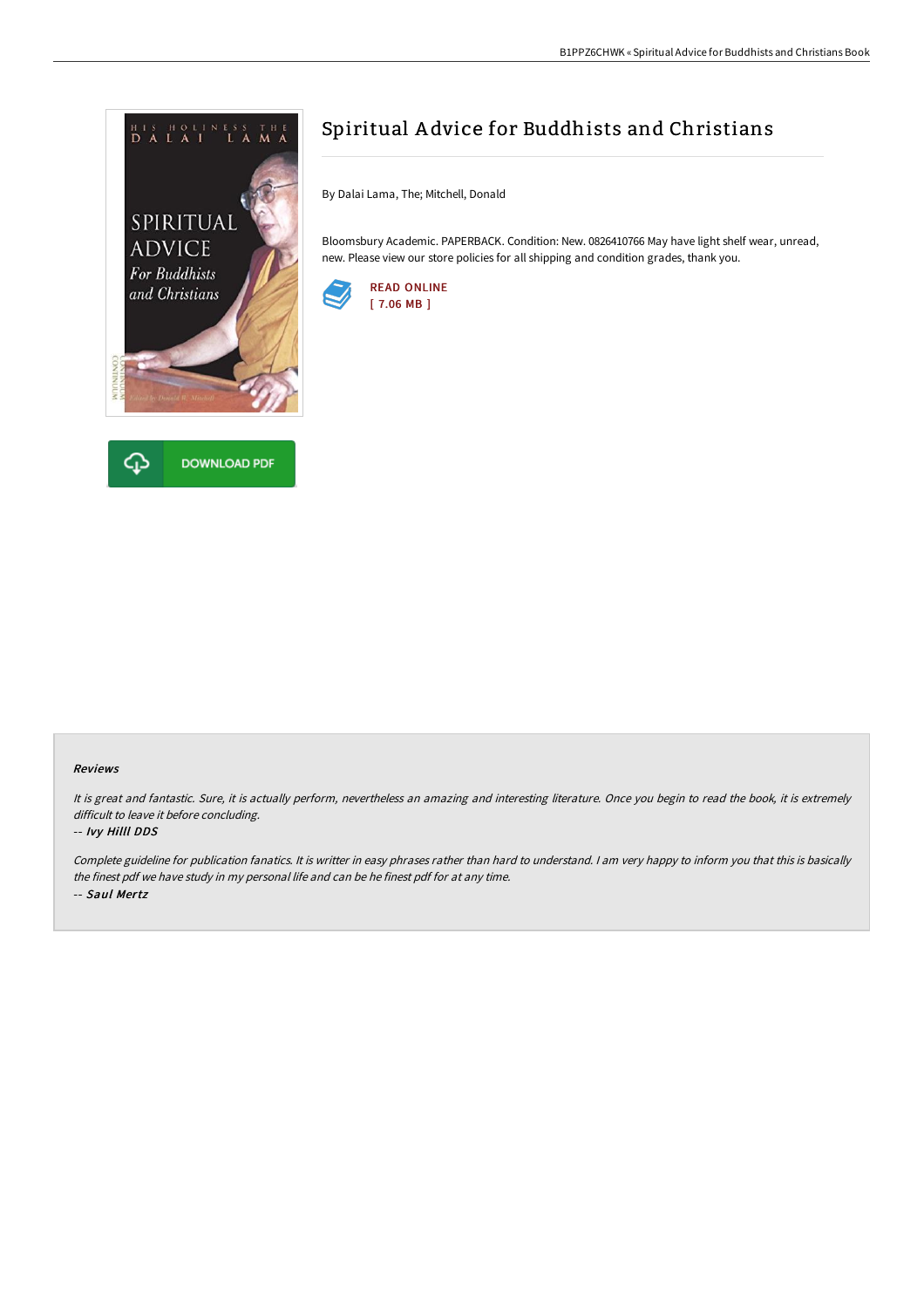# Spiritual Advice for Buddhists and Christians

By Dalai Lama, The; Mitchell, Donald

Bloomsbury Academic. PAPERBACK. Condition: New. 0826410766 May have light shelf wear, unread, new. Please view our store policies for all shipping and condition grades, thank you.

READ ONLINE
[ 7.06 MB ]

DOWNLOAD PDF

#### Reviews

*It is great and fantastic. Sure, it is actually perform, nevertheless an amazing and interesting literature. Once you begin to read the book, it is extremely difficult to leave it before concluding.*

*-- Ivy Hilll DDS*

*Complete guideline for publication fanatics. It is writter in easy phrases rather than hard to understand. I am very happy to inform you that this is basically the finest pdf we have study in my personal life and can be he finest pdf for at any time.*

*-- Saul Mertz*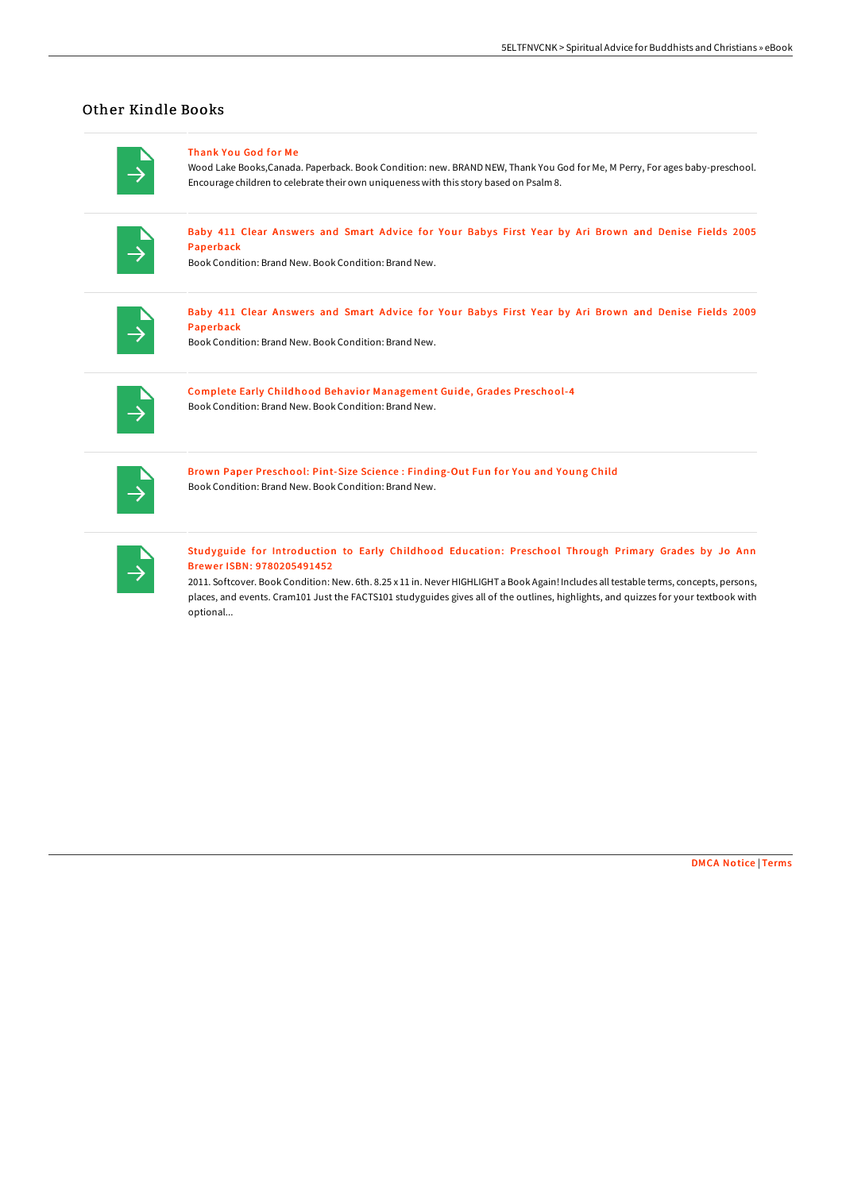## Other Kindle Books

**Thank You God for Me**

Wood Lake Books,Canada. Paperback. Book Condition: new. BRAND NEW, Thank You God for Me, M Perry, For ages baby-preschool. Encourage children to celebrate their own uniqueness with this story based on Psalm 8.

**Baby 411 Clear Answers and Smart Advice for Your Babys First Year by Ari Brown and Denise Fields 2005 Paperback**

Book Condition: Brand New. Book Condition: Brand New.

**Baby 411 Clear Answers and Smart Advice for Your Babys First Year by Ari Brown and Denise Fields 2009 Paperback**

Book Condition: Brand New. Book Condition: Brand New.

**Complete Early Childhood Behavior Management Guide, Grades Preschool-4**

Book Condition: Brand New. Book Condition: Brand New.

**Brown Paper Preschool: Pint-Size Science : Finding-Out Fun for You and Young Child**

Book Condition: Brand New. Book Condition: Brand New.

**Studyguide for Introduction to Early Childhood Education: Preschool Through Primary Grades by Jo Ann Brewer ISBN: 9780205491452**

2011. Softcover. Book Condition: New. 6th. 8.25 x 11 in. Never HIGHLIGHT a Book Again! Includes all testable terms, concepts, persons, places, and events. Cram101 Just the FACTS101 studyguides gives all of the outlines, highlights, and quizzes for your textbook with optional...